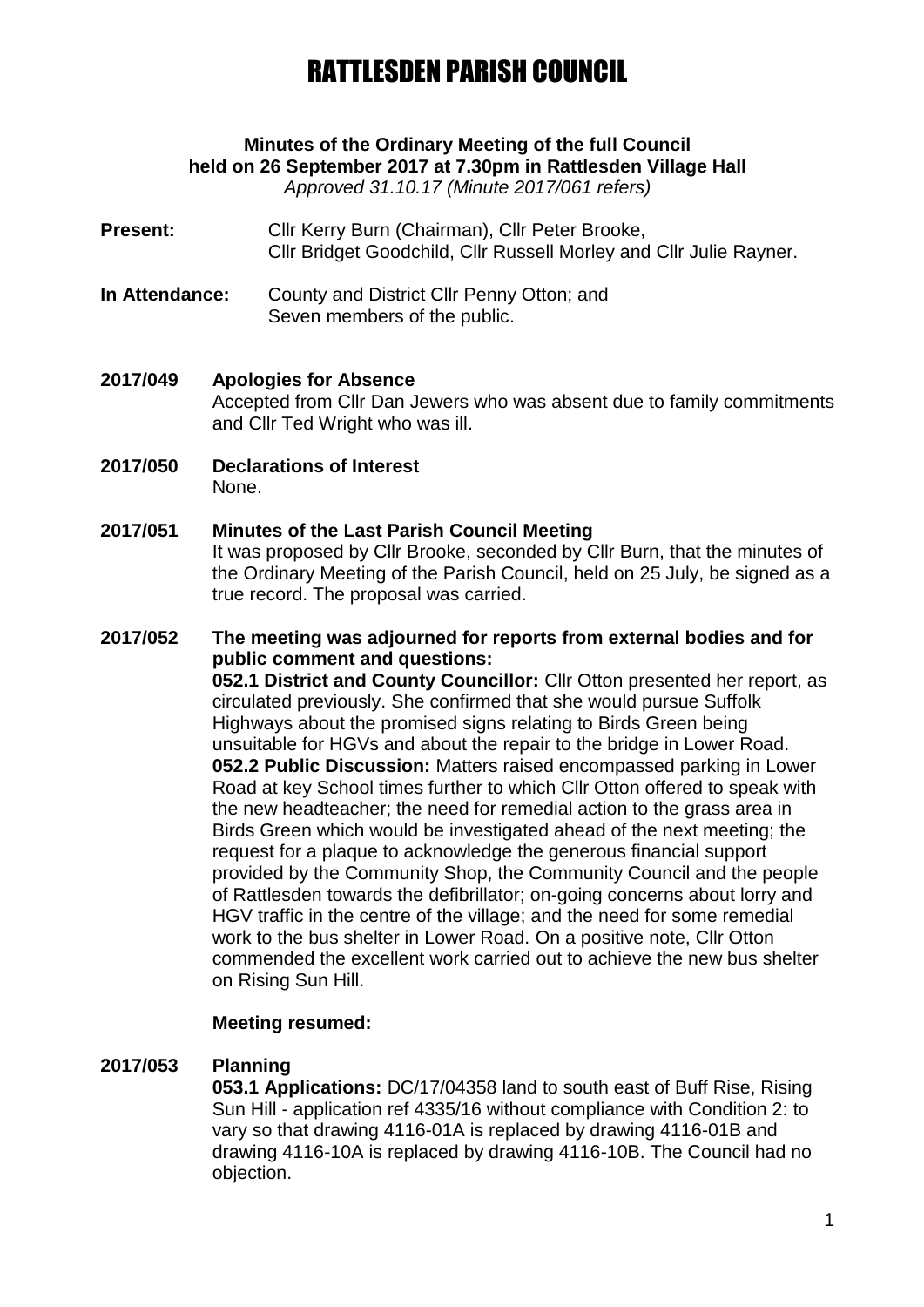# RATTLESDEN PARISH COUNCIL

**Minutes of the Ordinary Meeting of the full Council held on 26 September 2017 at 7.30pm in Rattlesden Village Hall**
*Approved 31.10.17 (Minute 2017/061 refers)*

**Present:** Cllr Kerry Burn (Chairman), Cllr Peter Brooke, Cllr Bridget Goodchild, Cllr Russell Morley and Cllr Julie Rayner.

**In Attendance:** County and District Cllr Penny Otton; and Seven members of the public.

**2017/049 Apologies for Absence**
Accepted from Cllr Dan Jewers who was absent due to family commitments and Cllr Ted Wright who was ill.

**2017/050 Declarations of Interest**
None.

**2017/051 Minutes of the Last Parish Council Meeting**
It was proposed by Cllr Brooke, seconded by Cllr Burn, that the minutes of the Ordinary Meeting of the Parish Council, held on 25 July, be signed as a true record. The proposal was carried.

**2017/052 The meeting was adjourned for reports from external bodies and for public comment and questions:**
**052.1 District and County Councillor:** Cllr Otton presented her report, as circulated previously. She confirmed that she would pursue Suffolk Highways about the promised signs relating to Birds Green being unsuitable for HGVs and about the repair to the bridge in Lower Road.
**052.2 Public Discussion:** Matters raised encompassed parking in Lower Road at key School times further to which Cllr Otton offered to speak with the new headteacher; the need for remedial action to the grass area in Birds Green which would be investigated ahead of the next meeting; the request for a plaque to acknowledge the generous financial support provided by the Community Shop, the Community Council and the people of Rattlesden towards the defibrillator; on-going concerns about lorry and HGV traffic in the centre of the village; and the need for some remedial work to the bus shelter in Lower Road. On a positive note, Cllr Otton commended the excellent work carried out to achieve the new bus shelter on Rising Sun Hill.

**Meeting resumed:**

**2017/053 Planning**
**053.1 Applications:** DC/17/04358 land to south east of Buff Rise, Rising Sun Hill - application ref 4335/16 without compliance with Condition 2: to vary so that drawing 4116-01A is replaced by drawing 4116-01B and drawing 4116-10A is replaced by drawing 4116-10B. The Council had no objection.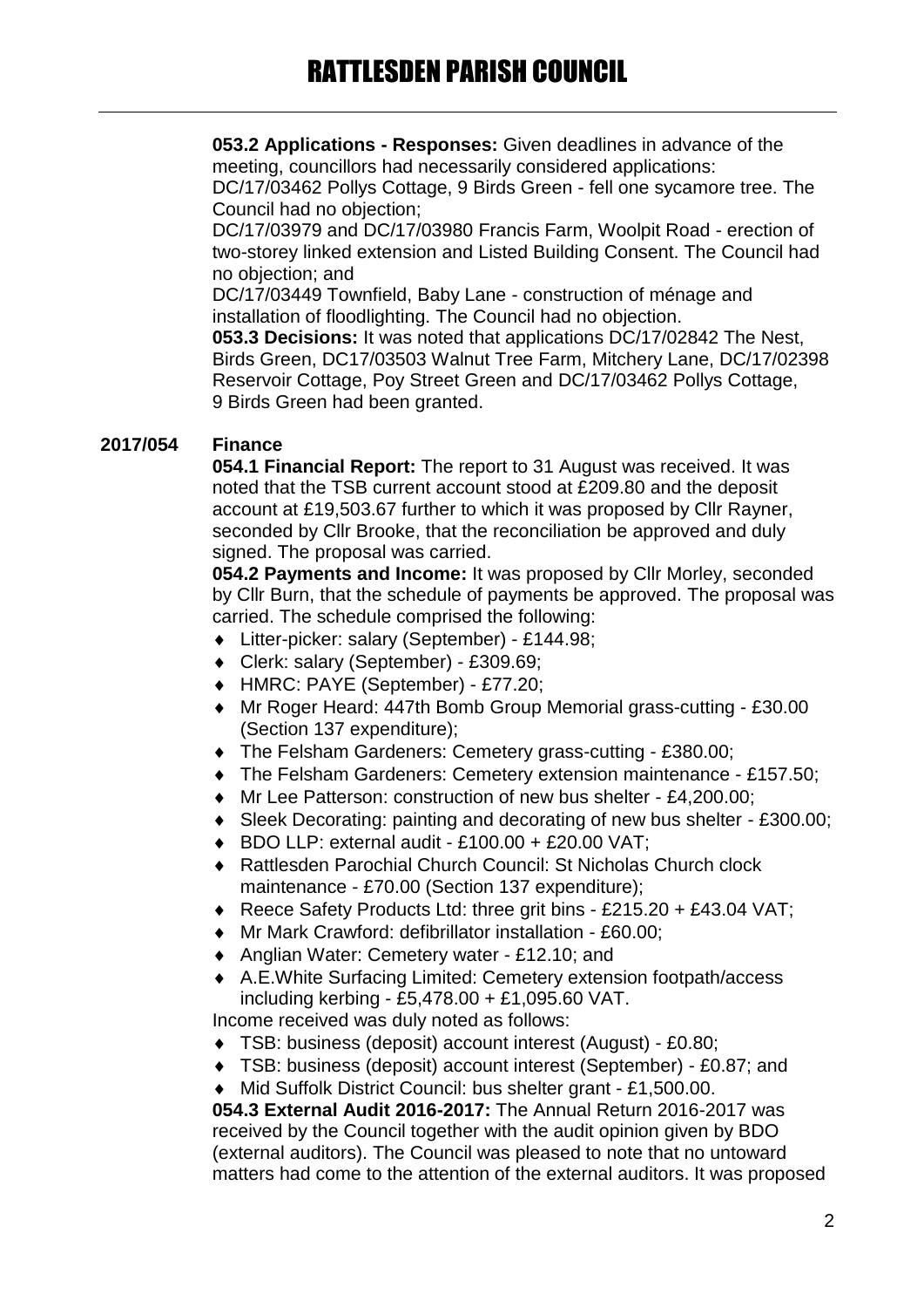**053.2 Applications - Responses:** Given deadlines in advance of the meeting, councillors had necessarily considered applications:
DC/17/03462 Pollys Cottage, 9 Birds Green - fell one sycamore tree. The Council had no objection;
DC/17/03979 and DC/17/03980 Francis Farm, Woolpit Road - erection of two-storey linked extension and Listed Building Consent. The Council had no objection; and
DC/17/03449 Townfield, Baby Lane - construction of ménage and installation of floodlighting. The Council had no objection.
**053.3 Decisions:** It was noted that applications DC/17/02842 The Nest, Birds Green, DC17/03503 Walnut Tree Farm, Mitchery Lane, DC/17/02398 Reservoir Cottage, Poy Street Green and DC/17/03462 Pollys Cottage, 9 Birds Green had been granted.

**2017/054 Finance**

**054.1 Financial Report:** The report to 31 August was received. It was noted that the TSB current account stood at £209.80 and the deposit account at £19,503.67 further to which it was proposed by Cllr Rayner, seconded by Cllr Brooke, that the reconciliation be approved and duly signed. The proposal was carried.
**054.2 Payments and Income:** It was proposed by Cllr Morley, seconded by Cllr Burn, that the schedule of payments be approved. The proposal was carried. The schedule comprised the following:

- Litter-picker: salary (September) - £144.98;
- Clerk: salary (September) - £309.69;
- HMRC: PAYE (September) - £77.20;
- Mr Roger Heard: 447th Bomb Group Memorial grass-cutting - £30.00 (Section 137 expenditure);
- The Felsham Gardeners: Cemetery grass-cutting - £380.00;
- The Felsham Gardeners: Cemetery extension maintenance - £157.50;
- Mr Lee Patterson: construction of new bus shelter - £4,200.00;
- Sleek Decorating: painting and decorating of new bus shelter - £300.00;
- BDO LLP: external audit - £100.00 + £20.00 VAT;
- Rattlesden Parochial Church Council: St Nicholas Church clock maintenance - £70.00 (Section 137 expenditure);
- Reece Safety Products Ltd: three grit bins - £215.20 + £43.04 VAT;
- Mr Mark Crawford: defibrillator installation - £60.00;
- Anglian Water: Cemetery water - £12.10; and
- A.E.White Surfacing Limited: Cemetery extension footpath/access including kerbing - £5,478.00 + £1,095.60 VAT.

Income received was duly noted as follows:

- TSB: business (deposit) account interest (August) - £0.80;
- TSB: business (deposit) account interest (September) - £0.87; and
- Mid Suffolk District Council: bus shelter grant - £1,500.00.

**054.3 External Audit 2016-2017:** The Annual Return 2016-2017 was received by the Council together with the audit opinion given by BDO (external auditors). The Council was pleased to note that no untoward matters had come to the attention of the external auditors. It was proposed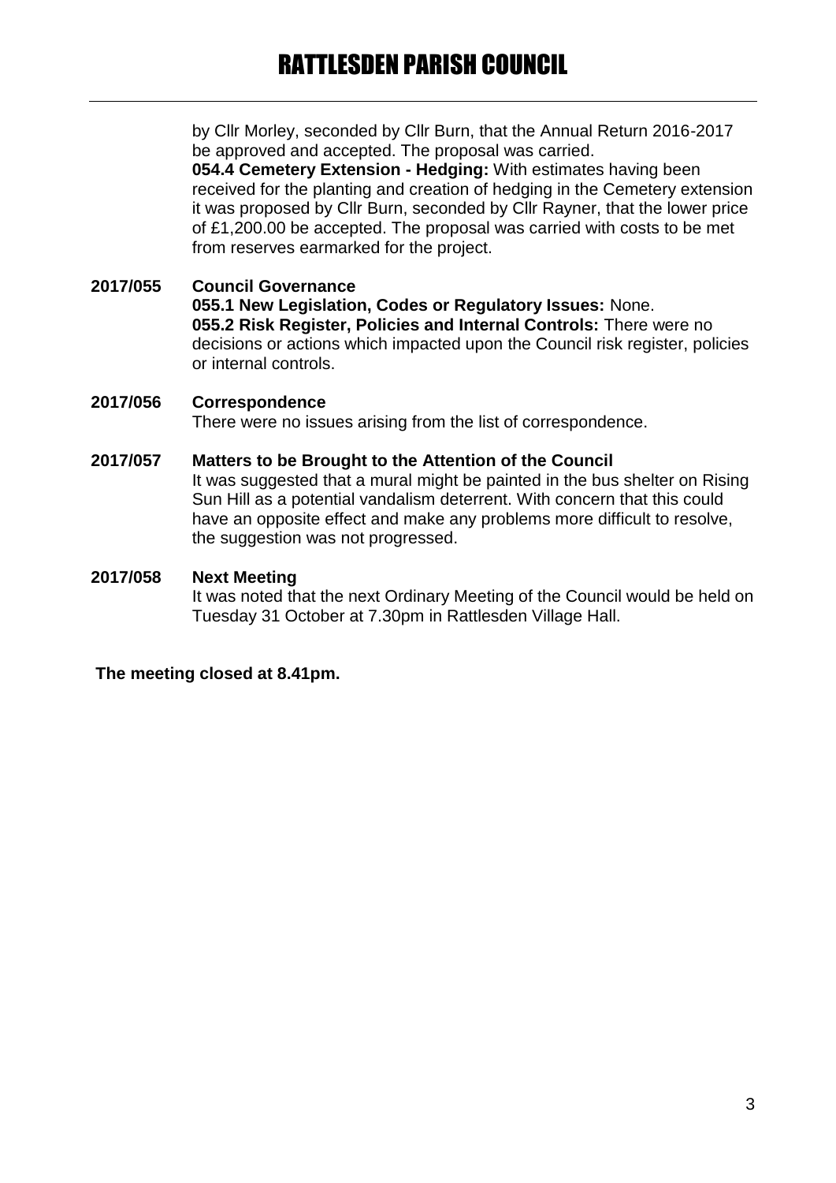by Cllr Morley, seconded by Cllr Burn, that the Annual Return 2016-2017 be approved and accepted. The proposal was carried.

**054.4 Cemetery Extension - Hedging:** With estimates having been received for the planting and creation of hedging in the Cemetery extension it was proposed by Cllr Burn, seconded by Cllr Rayner, that the lower price of £1,200.00 be accepted. The proposal was carried with costs to be met from reserves earmarked for the project.

**2017/055 Council Governance**

**055.1 New Legislation, Codes or Regulatory Issues:** None.

**055.2 Risk Register, Policies and Internal Controls:** There were no decisions or actions which impacted upon the Council risk register, policies or internal controls.

**2017/056 Correspondence**

There were no issues arising from the list of correspondence.

**2017/057 Matters to be Brought to the Attention of the Council**

It was suggested that a mural might be painted in the bus shelter on Rising Sun Hill as a potential vandalism deterrent. With concern that this could have an opposite effect and make any problems more difficult to resolve, the suggestion was not progressed.

**2017/058 Next Meeting**

It was noted that the next Ordinary Meeting of the Council would be held on Tuesday 31 October at 7.30pm in Rattlesden Village Hall.

**The meeting closed at 8.41pm.**